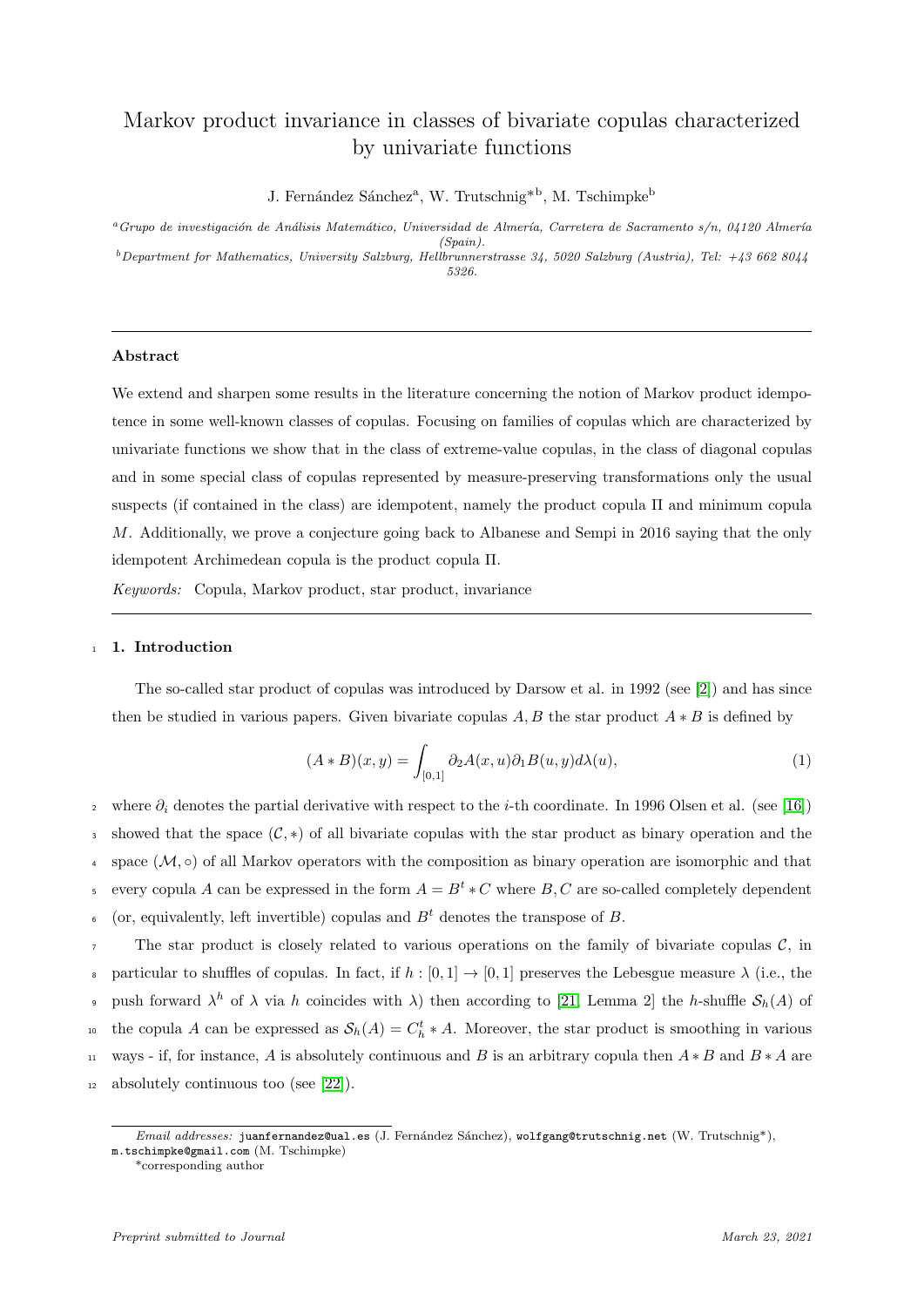# Markov product invariance in classes of bivariate copulas characterized by univariate functions

J. Fernández Sánchez[a], W. Trutschnig*[b], M. Tschimpke[b]

[a]*Grupo de investigación de Análisis Matemático, Universidad de Almería, Carretera de Sacramento s/n, 04120 Almería (Spain).*

[b]*Department for Mathematics, University Salzburg, Hellbrunnerstrasse 34, 5020 Salzburg (Austria), Tel: +43 662 8044 5326.*

---

## Abstract

We extend and sharpen some results in the literature concerning the notion of Markov product idempotence in some well-known classes of copulas. Focusing on families of copulas which are characterized by univariate functions we show that in the class of extreme-value copulas, in the class of diagonal copulas and in some special class of copulas represented by measure-preserving transformations only the usual suspects (if contained in the class) are idempotent, namely the product copula $\Pi$ and minimum copula $M$. Additionally, we prove a conjecture going back to Albanese and Sempi in 2016 saying that the only idempotent Archimedean copula is the product copula $\Pi$.

*Keywords:* Copula, Markov product, star product, invariance

---

## 1. Introduction

The so-called star product of copulas was introduced by Darsow et al. in 1992 (see [2]) and has since then be studied in various papers. Given bivariate copulas $A, B$ the star product $A * B$ is defined by

$$(A * B)(x, y) = \int_{[0,1]} \partial_2 A(x, u) \partial_1 B(u, y) d\lambda(u), \tag{1}$$

where $\partial_i$ denotes the partial derivative with respect to the $i$-th coordinate. In 1996 Olsen et al. (see [16]) showed that the space $(\mathcal{C}, *)$ of all bivariate copulas with the star product as binary operation and the space $(\mathcal{M}, \circ)$ of all Markov operators with the composition as binary operation are isomorphic and that every copula $A$ can be expressed in the form $A = B^t * C$ where $B, C$ are so-called completely dependent (or, equivalently, left invertible) copulas and $B^t$ denotes the transpose of $B$.

The star product is closely related to various operations on the family of bivariate copulas $\mathcal{C}$, in particular to shuffles of copulas. In fact, if $h : [0, 1] \to [0, 1]$ preserves the Lebesgue measure $\lambda$ (i.e., the push forward $\lambda^h$ of $\lambda$ via $h$ coincides with $\lambda$) then according to [21, Lemma 2] the $h$-shuffle $\mathcal{S}_h(A)$ of the copula $A$ can be expressed as $\mathcal{S}_h(A) = C_h^t * A$. Moreover, the star product is smoothing in various ways - if, for instance, $A$ is absolutely continuous and $B$ is an arbitrary copula then $A * B$ and $B * A$ are absolutely continuous too (see [22]).

---

*Email addresses:* juanfernandez@ual.es (J. Fernández Sánchez), wolfgang@trutschnig.net (W. Trutschnig*), m.tschimpke@gmail.com (M. Tschimpke)

*corresponding author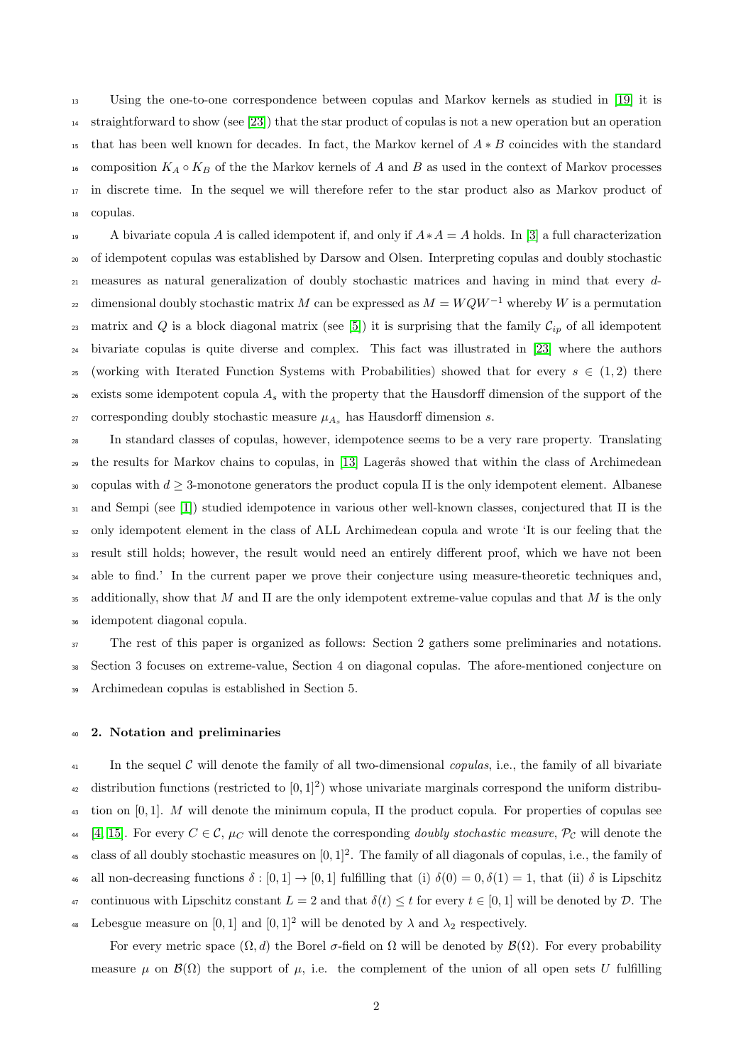Using the one-to-one correspondence between copulas and Markov kernels as studied in [19] it is straightforward to show (see [23]) that the star product of copulas is not a new operation but an operation that has been well known for decades. In fact, the Markov kernel of $A * B$ coincides with the standard composition $K_A \circ K_B$ of the the Markov kernels of $A$ and $B$ as used in the context of Markov processes in discrete time. In the sequel we will therefore refer to the star product also as Markov product of copulas.

A bivariate copula $A$ is called idempotent if, and only if $A * A = A$ holds. In [3] a full characterization of idempotent copulas was established by Darsow and Olsen. Interpreting copulas and doubly stochastic measures as natural generalization of doubly stochastic matrices and having in mind that every $d$-dimensional doubly stochastic matrix $M$ can be expressed as $M = WQW^{-1}$ whereby $W$ is a permutation matrix and $Q$ is a block diagonal matrix (see [5]) it is surprising that the family $\mathcal{C}_{ip}$ of all idempotent bivariate copulas is quite diverse and complex. This fact was illustrated in [23] where the authors (working with Iterated Function Systems with Probabilities) showed that for every $s \in (1, 2)$ there exists some idempotent copula $A_s$ with the property that the Hausdorff dimension of the support of the corresponding doubly stochastic measure $\mu_{A_s}$ has Hausdorff dimension $s$.

In standard classes of copulas, however, idempotence seems to be a very rare property. Translating the results for Markov chains to copulas, in [13] Lagerås showed that within the class of Archimedean copulas with $d \geq 3$-monotone generators the product copula $\Pi$ is the only idempotent element. Albanese and Sempi (see [1]) studied idempotence in various other well-known classes, conjectured that $\Pi$ is the only idempotent element in the class of ALL Archimedean copula and wrote 'It is our feeling that the result still holds; however, the result would need an entirely different proof, which we have not been able to find.' In the current paper we prove their conjecture using measure-theoretic techniques and, additionally, show that $M$ and $\Pi$ are the only idempotent extreme-value copulas and that $M$ is the only idempotent diagonal copula.

The rest of this paper is organized as follows: Section 2 gathers some preliminaries and notations. Section 3 focuses on extreme-value, Section 4 on diagonal copulas. The afore-mentioned conjecture on Archimedean copulas is established in Section 5.

## 2. Notation and preliminaries

In the sequel $\mathcal{C}$ will denote the family of all two-dimensional *copulas*, i.e., the family of all bivariate distribution functions (restricted to $[0, 1]^2$) whose univariate marginals correspond the uniform distribution on $[0, 1]$. $M$ will denote the minimum copula, $\Pi$ the product copula. For properties of copulas see [4, 15]. For every $C \in \mathcal{C}$, $\mu_C$ will denote the corresponding *doubly stochastic measure*, $\mathcal{P}_{\mathcal{C}}$ will denote the class of all doubly stochastic measures on $[0, 1]^2$. The family of all diagonals of copulas, i.e., the family of all non-decreasing functions $\delta : [0, 1] \to [0, 1]$ fulfilling that (i) $\delta(0) = 0, \delta(1) = 1$, that (ii) $\delta$ is Lipschitz continuous with Lipschitz constant $L = 2$ and that $\delta(t) \leq t$ for every $t \in [0, 1]$ will be denoted by $\mathcal{D}$. The Lebesgue measure on $[0, 1]$ and $[0, 1]^2$ will be denoted by $\lambda$ and $\lambda_2$ respectively.

For every metric space $(\Omega, d)$ the Borel $\sigma$-field on $\Omega$ will be denoted by $\mathcal{B}(\Omega)$. For every probability measure $\mu$ on $\mathcal{B}(\Omega)$ the support of $\mu$, i.e. the complement of the union of all open sets $U$ fulfilling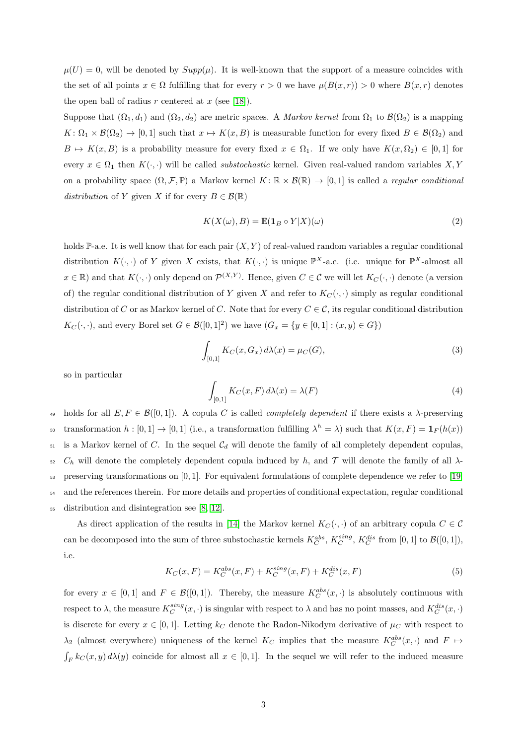$\mu(U) = 0$, will be denoted by $Supp(\mu)$. It is well-known that the support of a measure coincides with the set of all points $x \in \Omega$ fulfilling that for every $r > 0$ we have $\mu(B(x,r)) > 0$ where $B(x,r)$ denotes the open ball of radius $r$ centered at $x$ (see [18]).

Suppose that $(\Omega_1, d_1)$ and $(\Omega_2, d_2)$ are metric spaces. A *Markov kernel* from $\Omega_1$ to $\mathcal{B}(\Omega_2)$ is a mapping $K: \Omega_1 \times \mathcal{B}(\Omega_2) \to [0,1]$ such that $x \mapsto K(x,B)$ is measurable function for every fixed $B \in \mathcal{B}(\Omega_2)$ and $B \mapsto K(x,B)$ is a probability measure for every fixed $x \in \Omega_1$. If we only have $K(x, \Omega_2) \in [0,1]$ for every $x \in \Omega_1$ then $K(\cdot,\cdot)$ will be called *substochastic* kernel. Given real-valued random variables $X, Y$ on a probability space $(\Omega, \mathcal{F}, \mathbb{P})$ a Markov kernel $K: \mathbb{R} \times \mathcal{B}(\mathbb{R}) \to [0,1]$ is called a *regular conditional distribution* of $Y$ given $X$ if for every $B \in \mathcal{B}(\mathbb{R})$

$$K(X(\omega), B) = \mathbb{E}(\mathbf{1}_B \circ Y | X)(\omega) \tag{2}$$

holds $\mathbb{P}$-a.e. It is well know that for each pair $(X,Y)$ of real-valued random variables a regular conditional distribution $K(\cdot,\cdot)$ of $Y$ given $X$ exists, that $K(\cdot,\cdot)$ is unique $\mathbb{P}^X$-a.e. (i.e. unique for $\mathbb{P}^X$-almost all $x \in \mathbb{R}$) and that $K(\cdot,\cdot)$ only depend on $\mathcal{P}^{(X,Y)}$. Hence, given $C \in \mathcal{C}$ we will let $K_C(\cdot,\cdot)$ denote (a version of) the regular conditional distribution of $Y$ given $X$ and refer to $K_C(\cdot,\cdot)$ simply as regular conditional distribution of $C$ or as Markov kernel of $C$. Note that for every $C \in \mathcal{C}$, its regular conditional distribution $K_C(\cdot,\cdot)$, and every Borel set $G \in \mathcal{B}([0,1]^2)$ we have ($G_x = \{y \in [0,1] : (x,y) \in G\}$)

$$\int_{[0,1]} K_C(x, G_x) \, d\lambda(x) = \mu_C(G), \tag{3}$$

so in particular

$$\int_{[0,1]} K_C(x, F) \, d\lambda(x) = \lambda(F) \tag{4}$$

holds for all $E, F \in \mathcal{B}([0,1])$. A copula $C$ is called *completely dependent* if there exists a $\lambda$-preserving transformation $h : [0,1] \to [0,1]$ (i.e., a transformation fulfilling $\lambda^h = \lambda$) such that $K(x,F) = \mathbf{1}_F(h(x))$ is a Markov kernel of $C$. In the sequel $\mathcal{C}_d$ will denote the family of all completely dependent copulas, $C_h$ will denote the completely dependent copula induced by $h$, and $\mathcal{T}$ will denote the family of all $\lambda$-preserving transformations on $[0,1]$. For equivalent formulations of complete dependence we refer to [19] and the references therein. For more details and properties of conditional expectation, regular conditional distribution and disintegration see [8, 12].

As direct application of the results in [14] the Markov kernel $K_C(\cdot,\cdot)$ of an arbitrary copula $C \in \mathcal{C}$ can be decomposed into the sum of three substochastic kernels $K_C^{abs}$, $K_C^{sing}$, $K_C^{dis}$ from $[0,1]$ to $\mathcal{B}([0,1])$, i.e.

$$K_C(x,F) = K_C^{abs}(x,F) + K_C^{sing}(x,F) + K_C^{dis}(x,F) \tag{5}$$

for every $x \in [0,1]$ and $F \in \mathcal{B}([0,1])$. Thereby, the measure $K_C^{abs}(x,\cdot)$ is absolutely continuous with respect to $\lambda$, the measure $K_C^{sing}(x,\cdot)$ is singular with respect to $\lambda$ and has no point masses, and $K_C^{dis}(x,\cdot)$ is discrete for every $x \in [0,1]$. Letting $k_C$ denote the Radon-Nikodym derivative of $\mu_C$ with respect to $\lambda_2$ (almost everywhere) uniqueness of the kernel $K_C$ implies that the measure $K_C^{abs}(x,\cdot)$ and $F \mapsto \int_F k_C(x,y) \, d\lambda(y)$ coincide for almost all $x \in [0,1]$. In the sequel we will refer to the induced measure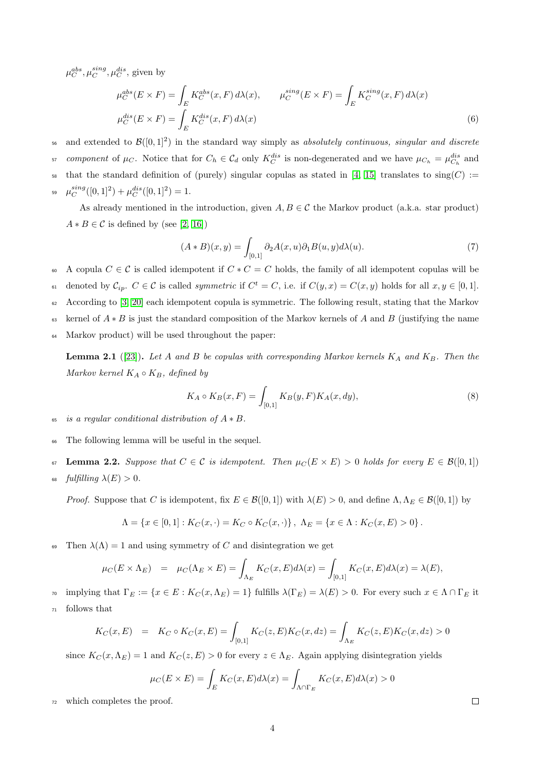$\mu_C^{abs}, \mu_C^{sing}, \mu_C^{dis}$, given by

$$
\begin{aligned}
\mu_C^{abs}(E \times F) &= \int_E K_C^{abs}(x, F)\, d\lambda(x), \qquad \mu_C^{sing}(E \times F) = \int_E K_C^{sing}(x, F)\, d\lambda(x) \\
\mu_C^{dis}(E \times F) &= \int_E K_C^{dis}(x, F)\, d\lambda(x)
\end{aligned} \tag{6}
$$

and extended to $\mathcal{B}([0,1]^2)$ in the standard way simply as *absolutely continuous, singular and discrete component* of $\mu_C$. Notice that for $C_h \in \mathcal{C}_d$ only $K_C^{dis}$ is non-degenerated and we have $\mu_{C_h} = \mu_{C_h}^{dis}$ and that the standard definition of (purely) singular copulas as stated in [4, 15] translates to $\mathrm{sing}(C) := \mu_C^{sing}([0,1]^2) + \mu_C^{dis}([0,1]^2) = 1$.

As already mentioned in the introduction, given $A, B \in \mathcal{C}$ the Markov product (a.k.a. star product) $A * B \in \mathcal{C}$ is defined by (see [2, 16])

$$
(A * B)(x, y) = \int_{[0,1]} \partial_2 A(x, u) \partial_1 B(u, y) d\lambda(u). \tag{7}
$$

A copula $C \in \mathcal{C}$ is called idempotent if $C * C = C$ holds, the family of all idempotent copulas will be denoted by $\mathcal{C}_{ip}$. $C \in \mathcal{C}$ is called *symmetric* if $C^t = C$, i.e. if $C(y, x) = C(x, y)$ holds for all $x, y \in [0,1]$. According to [3, 20] each idempotent copula is symmetric. The following result, stating that the Markov kernel of $A * B$ is just the standard composition of the Markov kernels of $A$ and $B$ (justifying the name Markov product) will be used throughout the paper:

**Lemma 2.1** ([23]). *Let $A$ and $B$ be copulas with corresponding Markov kernels $K_A$ and $K_B$. Then the Markov kernel $K_A \circ K_B$, defined by*

$$
K_A \circ K_B(x, F) = \int_{[0,1]} K_B(y, F) K_A(x, dy), \tag{8}
$$

*is a regular conditional distribution of $A * B$.*

The following lemma will be useful in the sequel.

**Lemma 2.2.** *Suppose that $C \in \mathcal{C}$ is idempotent. Then $\mu_C(E \times E) > 0$ holds for every $E \in \mathcal{B}([0,1])$ fulfilling $\lambda(E) > 0$.*

*Proof.* Suppose that $C$ is idempotent, fix $E \in \mathcal{B}([0,1])$ with $\lambda(E) > 0$, and define $\Lambda, \Lambda_E \in \mathcal{B}([0,1])$ by

$$
\Lambda = \{x \in [0,1] : K_C(x, \cdot) = K_C \circ K_C(x, \cdot)\}, \ \Lambda_E = \{x \in \Lambda : K_C(x, E) > 0\}.
$$

Then $\lambda(\Lambda) = 1$ and using symmetry of $C$ and disintegration we get

$$
\mu_C(E \times \Lambda_E) \;\; = \;\; \mu_C(\Lambda_E \times E) = \int_{\Lambda_E} K_C(x, E) d\lambda(x) = \int_{[0,1]} K_C(x, E) d\lambda(x) = \lambda(E),
$$

implying that $\Gamma_E := \{x \in E : K_C(x, \Lambda_E) = 1\}$ fulfills $\lambda(\Gamma_E) = \lambda(E) > 0$. For every such $x \in \Lambda \cap \Gamma_E$ it follows that

$$
K_C(x, E) \;\; = \;\; K_C \circ K_C(x, E) = \int_{[0,1]} K_C(z, E) K_C(x, dz) = \int_{\Lambda_E} K_C(z, E) K_C(x, dz) > 0
$$

since $K_C(x, \Lambda_E) = 1$ and $K_C(z, E) > 0$ for every $z \in \Lambda_E$. Again applying disintegration yields

$$
\mu_C(E \times E) = \int_E K_C(x, E) d\lambda(x) = \int_{\Lambda \cap \Gamma_E} K_C(x, E) d\lambda(x) > 0
$$

which completes the proof. $\square$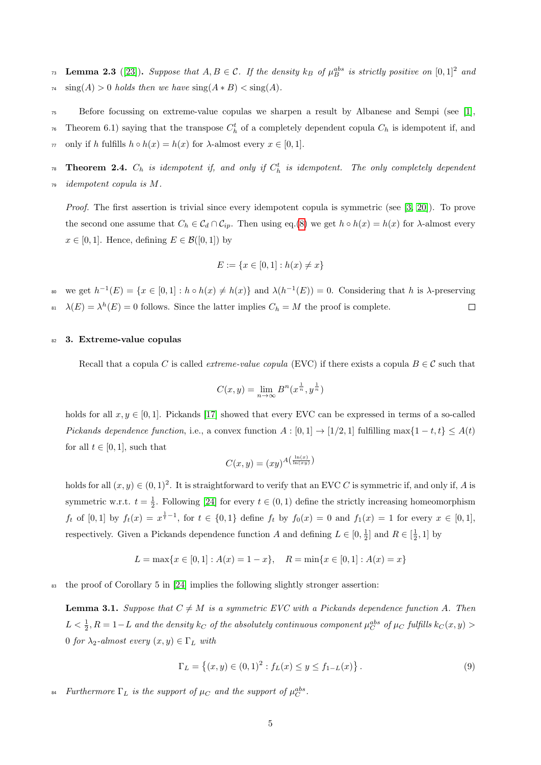**Lemma 2.3** ([23]). *Suppose that $A, B \in \mathcal{C}$. If the density $k_B$ of $\mu_B^{abs}$ is strictly positive on $[0,1]^2$ and $\text{sing}(A) > 0$ holds then we have $\text{sing}(A * B) < \text{sing}(A)$.*

Before focussing on extreme-value copulas we sharpen a result by Albanese and Sempi (see [1], Theorem 6.1) saying that the transpose $C_h^t$ of a completely dependent copula $C_h$ is idempotent if, and only if $h$ fulfills $h \circ h(x) = h(x)$ for $\lambda$-almost every $x \in [0,1]$.

**Theorem 2.4.** *$C_h$ is idempotent if, and only if $C_h^t$ is idempotent. The only completely dependent idempotent copula is $M$.*

*Proof.* The first assertion is trivial since every idempotent copula is symmetric (see [3, 20]). To prove the second one assume that $C_h \in \mathcal{C}_d \cap \mathcal{C}_{ip}$. Then using eq.(8) we get $h \circ h(x) = h(x)$ for $\lambda$-almost every $x \in [0,1]$. Hence, defining $E \in \mathcal{B}([0,1])$ by

$$E := \{x \in [0,1] : h(x) \neq x\}$$

we get $h^{-1}(E) = \{x \in [0,1] : h \circ h(x) \neq h(x)\}$ and $\lambda(h^{-1}(E)) = 0$. Considering that $h$ is $\lambda$-preserving $\lambda(E) = \lambda^h(E) = 0$ follows. Since the latter implies $C_h = M$ the proof is complete. $\square$

## 3. Extreme-value copulas

Recall that a copula $C$ is called *extreme-value copula* (EVC) if there exists a copula $B \in \mathcal{C}$ such that

$$C(x,y) = \lim_{n \to \infty} B^n(x^{\frac{1}{n}}, y^{\frac{1}{n}})$$

holds for all $x, y \in [0,1]$. Pickands [17] showed that every EVC can be expressed in terms of a so-called *Pickands dependence function*, i.e., a convex function $A : [0,1] \to [1/2, 1]$ fulfilling $\max\{1-t, t\} \leq A(t)$ for all $t \in [0,1]$, such that

$$C(x,y) = (xy)^{A\left(\frac{\ln(x)}{\ln(xy)}\right)}$$

holds for all $(x,y) \in (0,1)^2$. It is straightforward to verify that an EVC $C$ is symmetric if, and only if, $A$ is symmetric w.r.t. $t = \frac{1}{2}$. Following [24] for every $t \in (0,1)$ define the strictly increasing homeomorphism $f_t$ of $[0,1]$ by $f_t(x) = x^{\frac{1}{t}-1}$, for $t \in \{0,1\}$ define $f_t$ by $f_0(x) = 0$ and $f_1(x) = 1$ for every $x \in [0,1]$, respectively. Given a Pickands dependence function $A$ and defining $L \in [0, \frac{1}{2}]$ and $R \in [\frac{1}{2}, 1]$ by

$$L = \max\{x \in [0,1] : A(x) = 1-x\}, \quad R = \min\{x \in [0,1] : A(x) = x\}$$

the proof of Corollary 5 in [24] implies the following slightly stronger assertion:

**Lemma 3.1.** *Suppose that $C \neq M$ is a symmetric EVC with a Pickands dependence function $A$. Then $L < \frac{1}{2}, R = 1-L$ and the density $k_C$ of the absolutely continuous component $\mu_C^{abs}$ of $\mu_C$ fulfills $k_C(x,y) > 0$ for $\lambda_2$-almost every $(x,y) \in \Gamma_L$ with*

$$\Gamma_L = \left\{(x,y) \in (0,1)^2 : f_L(x) \leq y \leq f_{1-L}(x)\right\}. \tag{9}$$

*Furthermore $\Gamma_L$ is the support of $\mu_C$ and the support of $\mu_C^{abs}$.*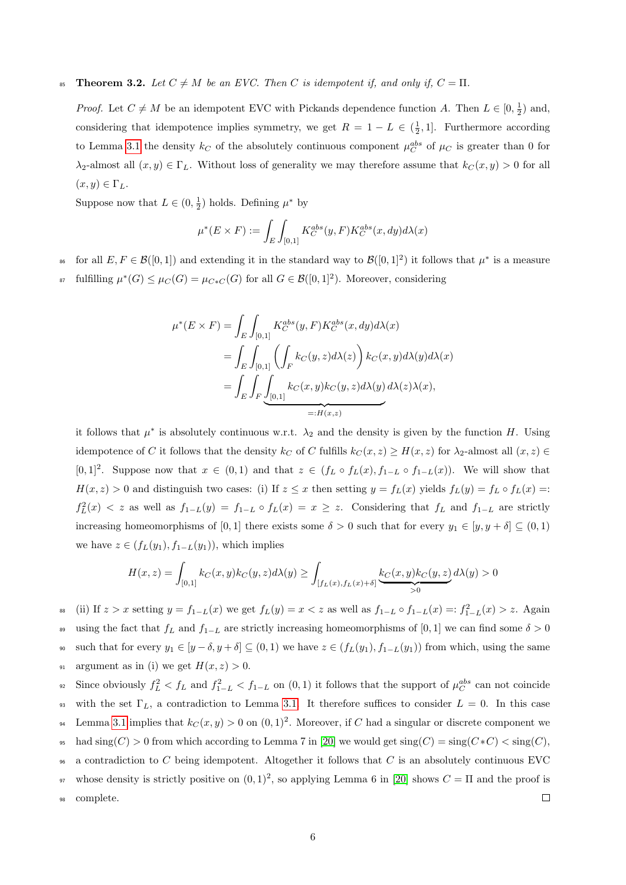**Theorem 3.2.** *Let $C \neq M$ be an EVC. Then $C$ is idempotent if, and only if, $C = \Pi$.*

*Proof.* Let $C \neq M$ be an idempotent EVC with Pickands dependence function $A$. Then $L \in [0, \frac{1}{2})$ and, considering that idempotence implies symmetry, we get $R = 1 - L \in (\frac{1}{2}, 1]$. Furthermore according to Lemma 3.1 the density $k_C$ of the absolutely continuous component $\mu_C^{abs}$ of $\mu_C$ is greater than 0 for $\lambda_2$-almost all $(x, y) \in \Gamma_L$. Without loss of generality we may therefore assume that $k_C(x, y) > 0$ for all $(x, y) \in \Gamma_L$.

Suppose now that $L \in (0, \frac{1}{2})$ holds. Defining $\mu^*$ by

$$\mu^*(E \times F) := \int_E \int_{[0,1]} K_C^{abs}(y, F) K_C^{abs}(x, dy) d\lambda(x)$$

for all $E, F \in \mathcal{B}([0, 1])$ and extending it in the standard way to $\mathcal{B}([0, 1]^2)$ it follows that $\mu^*$ is a measure fulfilling $\mu^*(G) \leq \mu_C(G) = \mu_{C*C}(G)$ for all $G \in \mathcal{B}([0, 1]^2)$. Moreover, considering

$$\begin{aligned}
\mu^*(E \times F) &= \int_E \int_{[0,1]} K_C^{abs}(y, F) K_C^{abs}(x, dy) d\lambda(x) \\
&= \int_E \int_{[0,1]} \left( \int_F k_C(y, z) d\lambda(z) \right) k_C(x, y) d\lambda(y) d\lambda(x) \\
&= \int_E \int_F \underbrace{\int_{[0,1]} k_C(x, y) k_C(y, z) d\lambda(y)}_{=:H(x,z)} d\lambda(z) \lambda(x),
\end{aligned}$$

it follows that $\mu^*$ is absolutely continuous w.r.t. $\lambda_2$ and the density is given by the function $H$. Using idempotence of $C$ it follows that the density $k_C$ of $C$ fulfills $k_C(x, z) \geq H(x, z)$ for $\lambda_2$-almost all $(x, z) \in [0, 1]^2$. Suppose now that $x \in (0, 1)$ and that $z \in (f_L \circ f_L(x), f_{1-L} \circ f_{1-L}(x))$. We will show that $H(x, z) > 0$ and distinguish two cases: (i) If $z \leq x$ then setting $y = f_L(x)$ yields $f_L(y) = f_L \circ f_L(x) =: f_L^2(x) < z$ as well as $f_{1-L}(y) = f_{1-L} \circ f_L(x) = x \geq z$. Considering that $f_L$ and $f_{1-L}$ are strictly increasing homeomorphisms of $[0, 1]$ there exists some $\delta > 0$ such that for every $y_1 \in [y, y + \delta] \subseteq (0, 1)$ we have $z \in (f_L(y_1), f_{1-L}(y_1))$, which implies

$$H(x, z) = \int_{[0,1]} k_C(x, y) k_C(y, z) d\lambda(y) \geq \int_{[f_L(x), f_L(x)+\delta]} \underbrace{k_C(x, y) k_C(y, z)}_{>0} d\lambda(y) > 0$$

(ii) If $z > x$ setting $y = f_{1-L}(x)$ we get $f_L(y) = x < z$ as well as $f_{1-L} \circ f_{1-L}(x) =: f_{1-L}^2(x) > z$. Again using the fact that $f_L$ and $f_{1-L}$ are strictly increasing homeomorphisms of $[0, 1]$ we can find some $\delta > 0$ such that for every $y_1 \in [y - \delta, y + \delta] \subseteq (0, 1)$ we have $z \in (f_L(y_1), f_{1-L}(y_1))$ from which, using the same argument as in (i) we get $H(x, z) > 0$.

Since obviously $f_L^2 < f_L$ and $f_{1-L}^2 < f_{1-L}$ on $(0, 1)$ it follows that the support of $\mu_C^{abs}$ can not coincide with the set $\Gamma_L$, a contradiction to Lemma 3.1. It therefore suffices to consider $L = 0$. In this case Lemma 3.1 implies that $k_C(x, y) > 0$ on $(0, 1)^2$. Moreover, if $C$ had a singular or discrete component we had $\text{sing}(C) > 0$ from which according to Lemma 7 in [20] we would get $\text{sing}(C) = \text{sing}(C * C) < \text{sing}(C)$, a contradiction to $C$ being idempotent. Altogether it follows that $C$ is an absolutely continuous EVC whose density is strictly positive on $(0, 1)^2$, so applying Lemma 6 in [20] shows $C = \Pi$ and the proof is complete. □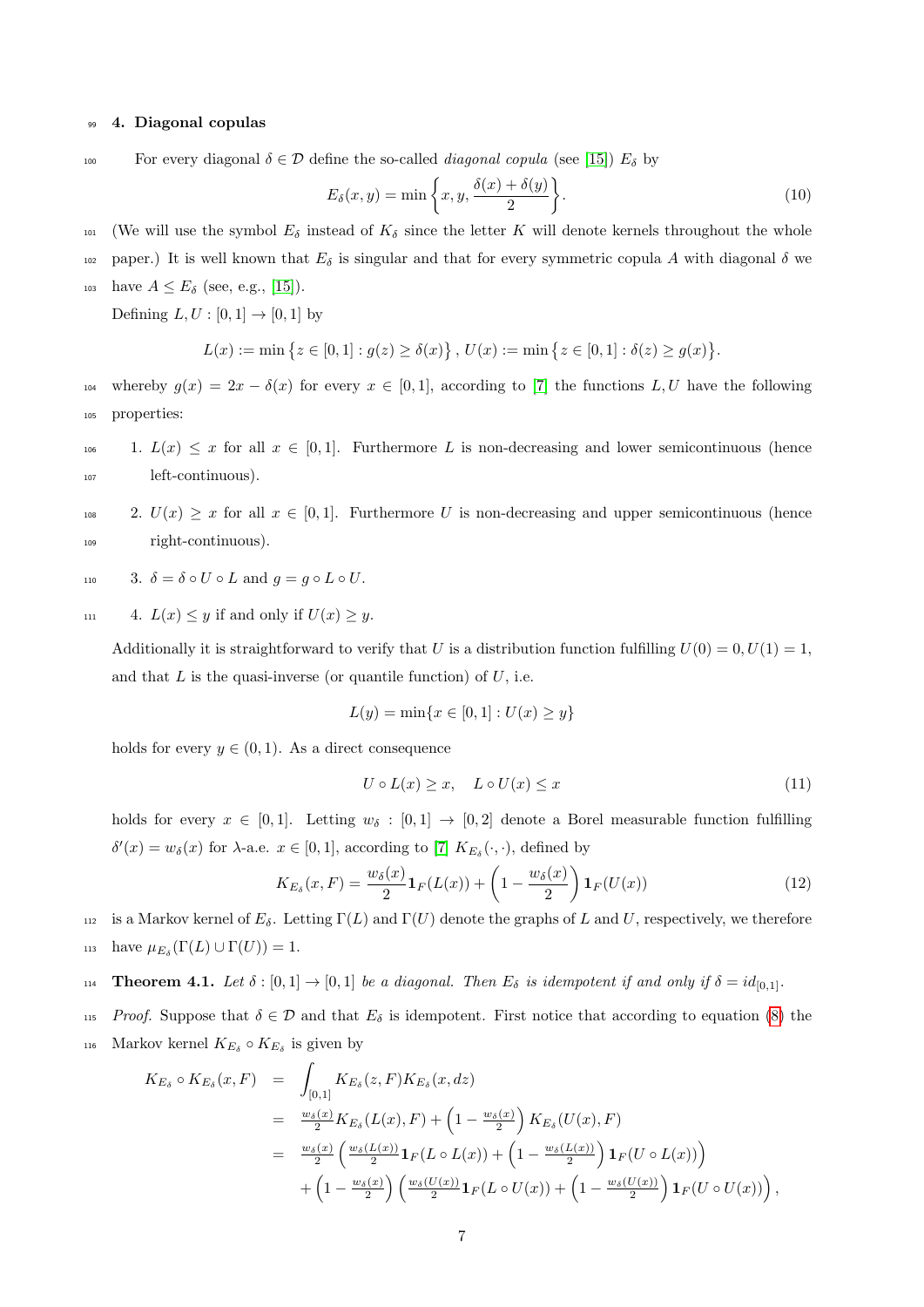## 4. Diagonal copulas

For every diagonal $\delta \in \mathcal{D}$ define the so-called *diagonal copula* (see [15]) $E_\delta$ by

$$E_\delta(x,y) = \min\left\{x, y, \frac{\delta(x)+\delta(y)}{2}\right\}. \tag{10}$$

(We will use the symbol $E_\delta$ instead of $K_\delta$ since the letter $K$ will denote kernels throughout the whole paper.) It is well known that $E_\delta$ is singular and that for every symmetric copula $A$ with diagonal $\delta$ we have $A \leq E_\delta$ (see, e.g., [15]).

Defining $L, U : [0,1] \to [0,1]$ by

$$L(x) := \min\left\{z \in [0,1] : g(z) \geq \delta(x)\right\}, \; U(x) := \min\left\{z \in [0,1] : \delta(z) \geq g(x)\right\}.$$

whereby $g(x) = 2x - \delta(x)$ for every $x \in [0,1]$, according to [7] the functions $L, U$ have the following properties:

1. $L(x) \leq x$ for all $x \in [0,1]$. Furthermore $L$ is non-decreasing and lower semicontinuous (hence left-continuous).
2. $U(x) \geq x$ for all $x \in [0,1]$. Furthermore $U$ is non-decreasing and upper semicontinuous (hence right-continuous).
3. $\delta = \delta \circ U \circ L$ and $g = g \circ L \circ U$.
4. $L(x) \leq y$ if and only if $U(x) \geq y$.

Additionally it is straightforward to verify that $U$ is a distribution function fulfilling $U(0) = 0, U(1) = 1$, and that $L$ is the quasi-inverse (or quantile function) of $U$, i.e.

$$L(y) = \min\{x \in [0,1] : U(x) \geq y\}$$

holds for every $y \in (0,1)$. As a direct consequence

$$U \circ L(x) \geq x, \quad L \circ U(x) \leq x \tag{11}$$

holds for every $x \in [0,1]$. Letting $w_\delta : [0,1] \to [0,2]$ denote a Borel measurable function fulfilling $\delta'(x) = w_\delta(x)$ for $\lambda$-a.e. $x \in [0,1]$, according to [7] $K_{E_\delta}(\cdot,\cdot)$, defined by

$$K_{E_\delta}(x,F) = \frac{w_\delta(x)}{2}\mathbf{1}_F(L(x)) + \left(1 - \frac{w_\delta(x)}{2}\right)\mathbf{1}_F(U(x)) \tag{12}$$

is a Markov kernel of $E_\delta$. Letting $\Gamma(L)$ and $\Gamma(U)$ denote the graphs of $L$ and $U$, respectively, we therefore have $\mu_{E_\delta}(\Gamma(L) \cup \Gamma(U)) = 1$.

**Theorem 4.1.** *Let $\delta : [0,1] \to [0,1]$ be a diagonal. Then $E_\delta$ is idempotent if and only if $\delta = id_{[0,1]}$.*

*Proof.* Suppose that $\delta \in \mathcal{D}$ and that $E_\delta$ is idempotent. First notice that according to equation (8) the Markov kernel $K_{E_\delta} \circ K_{E_\delta}$ is given by

$$\begin{aligned}
K_{E_\delta} \circ K_{E_\delta}(x,F) &= \int_{[0,1]} K_{E_\delta}(z,F) K_{E_\delta}(x,dz) \\
&= \tfrac{w_\delta(x)}{2} K_{E_\delta}(L(x),F) + \left(1 - \tfrac{w_\delta(x)}{2}\right) K_{E_\delta}(U(x),F) \\
&= \tfrac{w_\delta(x)}{2}\left(\tfrac{w_\delta(L(x))}{2}\mathbf{1}_F(L \circ L(x)) + \left(1 - \tfrac{w_\delta(L(x))}{2}\right)\mathbf{1}_F(U \circ L(x))\right) \\
&\quad + \left(1 - \tfrac{w_\delta(x)}{2}\right)\left(\tfrac{w_\delta(U(x))}{2}\mathbf{1}_F(L \circ U(x)) + \left(1 - \tfrac{w_\delta(U(x))}{2}\right)\mathbf{1}_F(U \circ U(x))\right),
\end{aligned}$$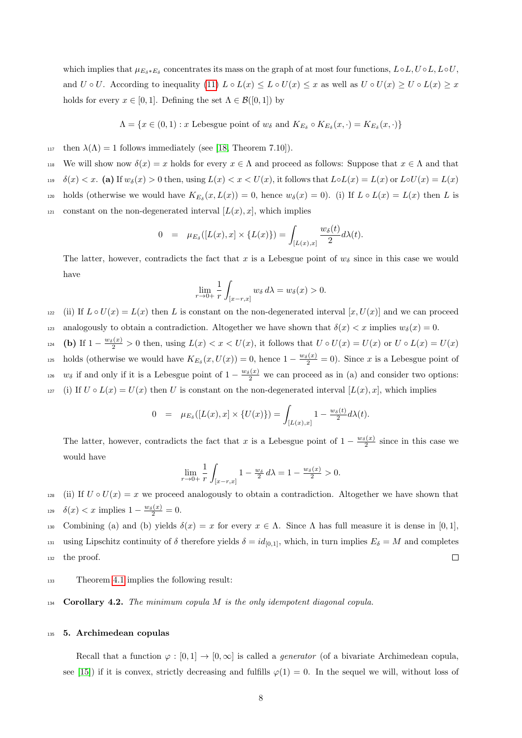which implies that $\mu_{E_\delta * E_\delta}$ concentrates its mass on the graph of at most four functions, $L \circ L, U \circ L, L \circ U$, and $U \circ U$. According to inequality (11) $L \circ L(x) \leq L \circ U(x) \leq x$ as well as $U \circ U(x) \geq U \circ L(x) \geq x$ holds for every $x \in [0,1]$. Defining the set $\Lambda \in \mathcal{B}([0,1])$ by

$$\Lambda = \{x \in (0,1) : x \text{ Lebesgue point of } w_\delta \text{ and } K_{E_\delta} \circ K_{E_\delta}(x,\cdot) = K_{E_\delta}(x,\cdot)\}$$

then $\lambda(\Lambda) = 1$ follows immediately (see [18, Theorem 7.10]).

We will show now $\delta(x) = x$ holds for every $x \in \Lambda$ and proceed as follows: Suppose that $x \in \Lambda$ and that $\delta(x) < x$. **(a)** If $w_\delta(x) > 0$ then, using $L(x) < x < U(x)$, it follows that $L \circ L(x) = L(x)$ or $L \circ U(x) = L(x)$ holds (otherwise we would have $K_{E_\delta}(x, L(x)) = 0$, hence $w_\delta(x) = 0$). (i) If $L \circ L(x) = L(x)$ then $L$ is constant on the non-degenerated interval $[L(x), x]$, which implies

$$0 \;\; = \;\; \mu_{E_\delta}([L(x), x] \times \{L(x)\}) = \int_{[L(x),x]} \frac{w_\delta(t)}{2} d\lambda(t).$$

The latter, however, contradicts the fact that $x$ is a Lebesgue point of $w_\delta$ since in this case we would have

$$\lim_{r \to 0+} \frac{1}{r} \int_{[x-r,x]} w_\delta \, d\lambda = w_\delta(x) > 0.$$

(ii) If $L \circ U(x) = L(x)$ then $L$ is constant on the non-degenerated interval $[x, U(x)]$ and we can proceed analogously to obtain a contradiction. Altogether we have shown that $\delta(x) < x$ implies $w_\delta(x) = 0$.

**(b)** If $1 - \frac{w_\delta(x)}{2} > 0$ then, using $L(x) < x < U(x)$, it follows that $U \circ U(x) = U(x)$ or $U \circ L(x) = U(x)$ holds (otherwise we would have $K_{E_\delta}(x, U(x)) = 0$, hence $1 - \frac{w_\delta(x)}{2} = 0$). Since $x$ is a Lebesgue point of $w_\delta$ if and only if it is a Lebesgue point of $1 - \frac{w_\delta(x)}{2}$ we can proceed as in (a) and consider two options: (i) If $U \circ L(x) = U(x)$ then $U$ is constant on the non-degenerated interval $[L(x), x]$, which implies

$$0 \;\; = \;\; \mu_{E_\delta}([L(x), x] \times \{U(x)\}) = \int_{[L(x),x]} 1 - \tfrac{w_\delta(t)}{2} d\lambda(t).$$

The latter, however, contradicts the fact that $x$ is a Lebesgue point of $1 - \frac{w_\delta(x)}{2}$ since in this case we would have

$$\lim_{r \to 0+} \frac{1}{r} \int_{[x-r,x]} 1 - \tfrac{w_\delta}{2} \, d\lambda = 1 - \tfrac{w_\delta(x)}{2} > 0.$$

(ii) If $U \circ U(x) = x$ we proceed analogously to obtain a contradiction. Altogether we have shown that $\delta(x) < x$ implies $1 - \frac{w_\delta(x)}{2} = 0$.

Combining (a) and (b) yields $\delta(x) = x$ for every $x \in \Lambda$. Since $\Lambda$ has full measure it is dense in $[0,1]$, using Lipschitz continuity of $\delta$ therefore yields $\delta = id_{[0,1]}$, which, in turn implies $E_\delta = M$ and completes the proof. ∎

Theorem 4.1 implies the following result:

**Corollary 4.2.** *The minimum copula $M$ is the only idempotent diagonal copula.*

## 5. Archimedean copulas

Recall that a function $\varphi : [0,1] \to [0,\infty]$ is called a *generator* (of a bivariate Archimedean copula, see [15]) if it is convex, strictly decreasing and fulfills $\varphi(1) = 0$. In the sequel we will, without loss of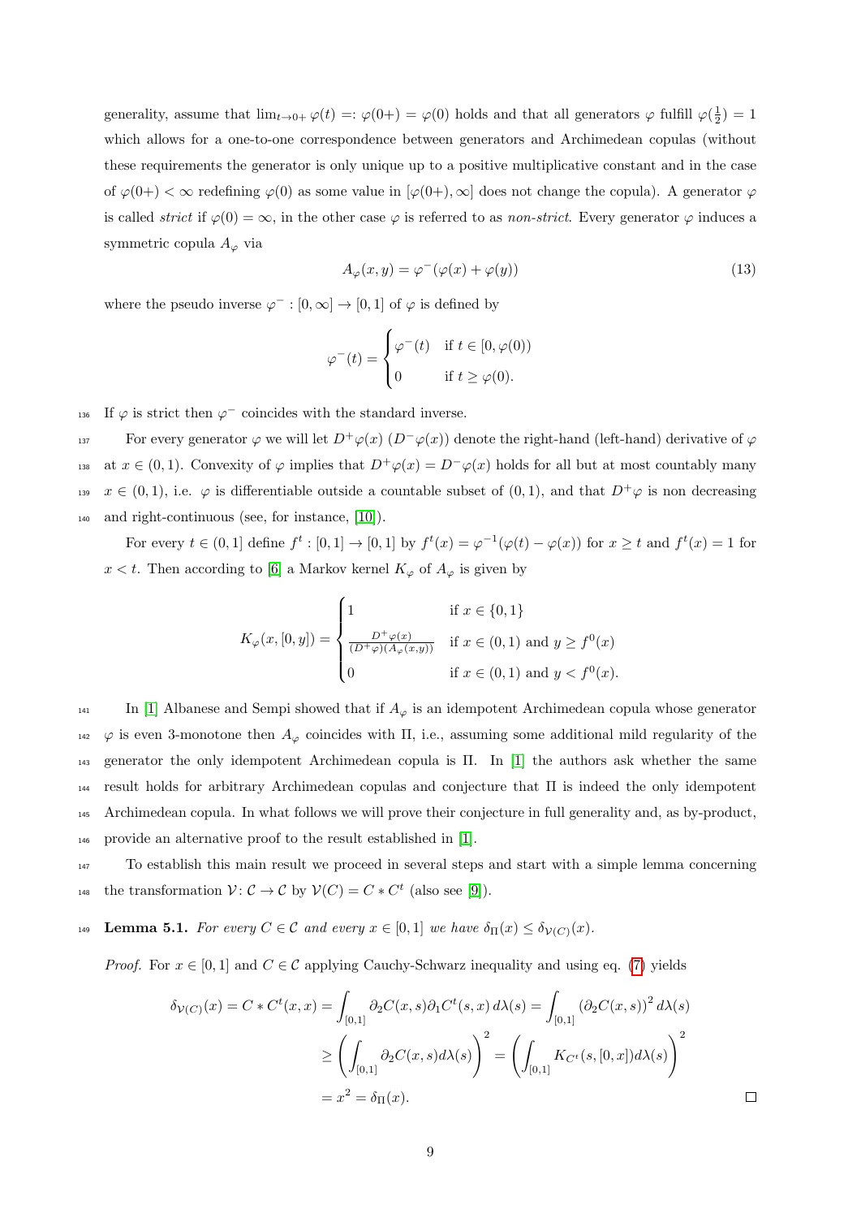generality, assume that $\lim_{t\to 0+} \varphi(t) =: \varphi(0+) = \varphi(0)$ holds and that all generators $\varphi$ fulfill $\varphi(\frac{1}{2}) = 1$ which allows for a one-to-one correspondence between generators and Archimedean copulas (without these requirements the generator is only unique up to a positive multiplicative constant and in the case of $\varphi(0+) < \infty$ redefining $\varphi(0)$ as some value in $[\varphi(0+), \infty]$ does not change the copula). A generator $\varphi$ is called *strict* if $\varphi(0) = \infty$, in the other case $\varphi$ is referred to as *non-strict*. Every generator $\varphi$ induces a symmetric copula $A_\varphi$ via

$$A_\varphi(x, y) = \varphi^-(\varphi(x) + \varphi(y)) \tag{13}$$

where the pseudo inverse $\varphi^- : [0, \infty] \to [0, 1]$ of $\varphi$ is defined by

$$\varphi^-(t) = \begin{cases} \varphi^-(t) & \text{if } t \in [0, \varphi(0)) \\ 0 & \text{if } t \geq \varphi(0). \end{cases}$$

If $\varphi$ is strict then $\varphi^-$ coincides with the standard inverse.

For every generator $\varphi$ we will let $D^+\varphi(x)$ ($D^-\varphi(x)$) denote the right-hand (left-hand) derivative of $\varphi$ at $x \in (0, 1)$. Convexity of $\varphi$ implies that $D^+\varphi(x) = D^-\varphi(x)$ holds for all but at most countably many $x \in (0, 1)$, i.e. $\varphi$ is differentiable outside a countable subset of $(0, 1)$, and that $D^+\varphi$ is non decreasing and right-continuous (see, for instance, [10]).

For every $t \in (0, 1]$ define $f^t : [0, 1] \to [0, 1]$ by $f^t(x) = \varphi^{-1}(\varphi(t) - \varphi(x))$ for $x \geq t$ and $f^t(x) = 1$ for $x < t$. Then according to [6] a Markov kernel $K_\varphi$ of $A_\varphi$ is given by

$$K_\varphi(x, [0, y]) = \begin{cases} 1 & \text{if } x \in \{0, 1\} \\ \frac{D^+\varphi(x)}{(D^+\varphi)(A_\varphi(x,y))} & \text{if } x \in (0, 1) \text{ and } y \geq f^0(x) \\ 0 & \text{if } x \in (0, 1) \text{ and } y < f^0(x). \end{cases}$$

In [1] Albanese and Sempi showed that if $A_\varphi$ is an idempotent Archimedean copula whose generator $\varphi$ is even 3-monotone then $A_\varphi$ coincides with $\Pi$, i.e., assuming some additional mild regularity of the generator the only idempotent Archimedean copula is $\Pi$. In [1] the authors ask whether the same result holds for arbitrary Archimedean copulas and conjecture that $\Pi$ is indeed the only idempotent Archimedean copula. In what follows we will prove their conjecture in full generality and, as by-product, provide an alternative proof to the result established in [1].

To establish this main result we proceed in several steps and start with a simple lemma concerning the transformation $\mathcal{V} \colon \mathcal{C} \to \mathcal{C}$ by $\mathcal{V}(C) = C * C^t$ (also see [9]).

**Lemma 5.1.** *For every $C \in \mathcal{C}$ and every $x \in [0, 1]$ we have $\delta_\Pi(x) \leq \delta_{\mathcal{V}(C)}(x)$.*

*Proof.* For $x \in [0, 1]$ and $C \in \mathcal{C}$ applying Cauchy-Schwarz inequality and using eq. (7) yields

$$\begin{aligned}
\delta_{\mathcal{V}(C)}(x) = C * C^t(x, x) &= \int_{[0,1]} \partial_2 C(x, s) \partial_1 C^t(s, x) \, d\lambda(s) = \int_{[0,1]} (\partial_2 C(x, s))^2 \, d\lambda(s) \\
&\geq \left( \int_{[0,1]} \partial_2 C(x, s) d\lambda(s) \right)^2 = \left( \int_{[0,1]} K_{C^t}(s, [0, x]) d\lambda(s) \right)^2 \\
&= x^2 = \delta_\Pi(x).
\end{aligned}$$

$\square$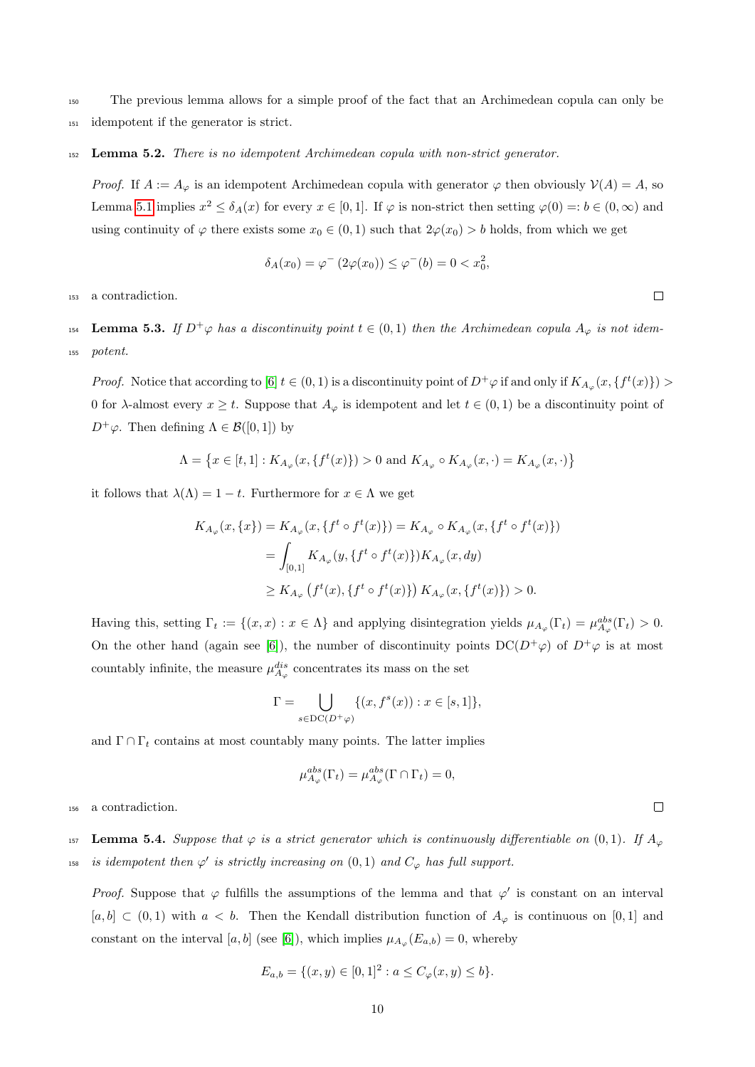The previous lemma allows for a simple proof of the fact that an Archimedean copula can only be idempotent if the generator is strict.

**Lemma 5.2.** *There is no idempotent Archimedean copula with non-strict generator.*

*Proof.* If $A := A_\varphi$ is an idempotent Archimedean copula with generator $\varphi$ then obviously $\mathcal{V}(A) = A$, so Lemma 5.1 implies $x^2 \leq \delta_A(x)$ for every $x \in [0,1]$. If $\varphi$ is non-strict then setting $\varphi(0) =: b \in (0, \infty)$ and using continuity of $\varphi$ there exists some $x_0 \in (0,1)$ such that $2\varphi(x_0) > b$ holds, from which we get

$$\delta_A(x_0) = \varphi^{-}\left(2\varphi(x_0)\right) \leq \varphi^{-}(b) = 0 < x_0^2,$$

a contradiction. □

**Lemma 5.3.** *If $D^+\varphi$ has a discontinuity point $t \in (0,1)$ then the Archimedean copula $A_\varphi$ is not idempotent.*

*Proof.* Notice that according to [6] $t \in (0,1)$ is a discontinuity point of $D^+\varphi$ if and only if $K_{A_\varphi}(x, \{f^t(x)\}) > 0$ for $\lambda$-almost every $x \geq t$. Suppose that $A_\varphi$ is idempotent and let $t \in (0,1)$ be a discontinuity point of $D^+\varphi$. Then defining $\Lambda \in \mathcal{B}([0,1])$ by

$$\Lambda = \left\{x \in [t,1] : K_{A_\varphi}(x, \{f^t(x)\}) > 0 \text{ and } K_{A_\varphi} \circ K_{A_\varphi}(x, \cdot) = K_{A_\varphi}(x, \cdot)\right\}$$

it follows that $\lambda(\Lambda) = 1 - t$. Furthermore for $x \in \Lambda$ we get

$$\begin{aligned}
K_{A_\varphi}(x, \{x\}) &= K_{A_\varphi}(x, \{f^t \circ f^t(x)\}) = K_{A_\varphi} \circ K_{A_\varphi}(x, \{f^t \circ f^t(x)\}) \\
&= \int_{[0,1]} K_{A_\varphi}(y, \{f^t \circ f^t(x)\}) K_{A_\varphi}(x, dy) \\
&\geq K_{A_\varphi}\left(f^t(x), \{f^t \circ f^t(x)\}\right) K_{A_\varphi}(x, \{f^t(x)\}) > 0.
\end{aligned}$$

Having this, setting $\Gamma_t := \{(x,x) : x \in \Lambda\}$ and applying disintegration yields $\mu_{A_\varphi}(\Gamma_t) = \mu^{abs}_{A_\varphi}(\Gamma_t) > 0$. On the other hand (again see [6]), the number of discontinuity points $\mathrm{DC}(D^+\varphi)$ of $D^+\varphi$ is at most countably infinite, the measure $\mu^{dis}_{A_\varphi}$ concentrates its mass on the set

$$\Gamma = \bigcup_{s \in \mathrm{DC}(D^+\varphi)} \{(x, f^s(x)) : x \in [s,1]\},$$

and $\Gamma \cap \Gamma_t$ contains at most countably many points. The latter implies

$$\mu^{abs}_{A_\varphi}(\Gamma_t) = \mu^{abs}_{A_\varphi}(\Gamma \cap \Gamma_t) = 0,$$

a contradiction. □

**Lemma 5.4.** *Suppose that $\varphi$ is a strict generator which is continuously differentiable on $(0,1)$. If $A_\varphi$ is idempotent then $\varphi'$ is strictly increasing on $(0,1)$ and $C_\varphi$ has full support.*

*Proof.* Suppose that $\varphi$ fulfills the assumptions of the lemma and that $\varphi'$ is constant on an interval $[a,b] \subset (0,1)$ with $a < b$. Then the Kendall distribution function of $A_\varphi$ is continuous on $[0,1]$ and constant on the interval $[a,b]$ (see [6]), which implies $\mu_{A_\varphi}(E_{a,b}) = 0$, whereby

$$E_{a,b} = \{(x,y) \in [0,1]^2 : a \leq C_\varphi(x,y) \leq b\}.$$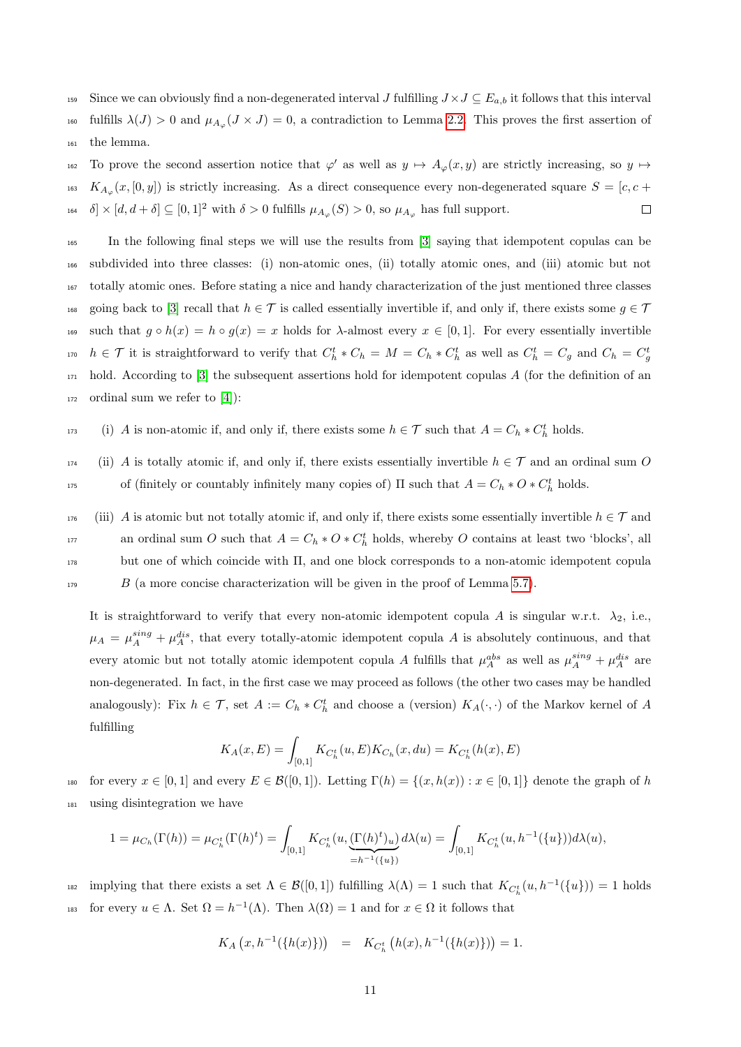Since we can obviously find a non-degenerated interval $J$ fulfilling $J \times J \subseteq E_{a,b}$ it follows that this interval fulfills $\lambda(J) > 0$ and $\mu_{A_\varphi}(J \times J) = 0$, a contradiction to Lemma 2.2. This proves the first assertion of the lemma.

To prove the second assertion notice that $\varphi'$ as well as $y \mapsto A_\varphi(x, y)$ are strictly increasing, so $y \mapsto K_{A_\varphi}(x, [0, y])$ is strictly increasing. As a direct consequence every non-degenerated square $S = [c, c + \delta] \times [d, d + \delta] \subseteq [0, 1]^2$ with $\delta > 0$ fulfills $\mu_{A_\varphi}(S) > 0$, so $\mu_{A_\varphi}$ has full support. □

In the following final steps we will use the results from [3] saying that idempotent copulas can be subdivided into three classes: (i) non-atomic ones, (ii) totally atomic ones, and (iii) atomic but not totally atomic ones. Before stating a nice and handy characterization of the just mentioned three classes going back to [3] recall that $h \in \mathcal{T}$ is called essentially invertible if, and only if, there exists some $g \in \mathcal{T}$ such that $g \circ h(x) = h \circ g(x) = x$ holds for $\lambda$-almost every $x \in [0, 1]$. For every essentially invertible $h \in \mathcal{T}$ it is straightforward to verify that $C_h^t * C_h = M = C_h * C_h^t$ as well as $C_h^t = C_g$ and $C_h = C_g^t$ hold. According to [3] the subsequent assertions hold for idempotent copulas $A$ (for the definition of an ordinal sum we refer to [4]):

(i) $A$ is non-atomic if, and only if, there exists some $h \in \mathcal{T}$ such that $A = C_h * C_h^t$ holds.

(ii) $A$ is totally atomic if, and only if, there exists essentially invertible $h \in \mathcal{T}$ and an ordinal sum $O$ of (finitely or countably infinitely many copies of) $\Pi$ such that $A = C_h * O * C_h^t$ holds.

(iii) $A$ is atomic but not totally atomic if, and only if, there exists some essentially invertible $h \in \mathcal{T}$ and an ordinal sum $O$ such that $A = C_h * O * C_h^t$ holds, whereby $O$ contains at least two 'blocks', all but one of which coincide with $\Pi$, and one block corresponds to a non-atomic idempotent copula $B$ (a more concise characterization will be given in the proof of Lemma 5.7).

It is straightforward to verify that every non-atomic idempotent copula $A$ is singular w.r.t. $\lambda_2$, i.e., $\mu_A = \mu_A^{sing} + \mu_A^{dis}$, that every totally-atomic idempotent copula $A$ is absolutely continuous, and that every atomic but not totally atomic idempotent copula $A$ fulfills that $\mu_A^{abs}$ as well as $\mu_A^{sing} + \mu_A^{dis}$ are non-degenerated. In fact, in the first case we may proceed as follows (the other two cases may be handled analogously): Fix $h \in \mathcal{T}$, set $A := C_h * C_h^t$ and choose a (version) $K_A(\cdot, \cdot)$ of the Markov kernel of $A$ fulfilling

$$K_A(x, E) = \int_{[0,1]} K_{C_h^t}(u, E) K_{C_h}(x, du) = K_{C_h^t}(h(x), E)$$

for every $x \in [0, 1]$ and every $E \in \mathcal{B}([0, 1])$. Letting $\Gamma(h) = \{(x, h(x)) : x \in [0, 1]\}$ denote the graph of $h$ using disintegration we have

$$1 = \mu_{C_h}(\Gamma(h)) = \mu_{C_h^t}(\Gamma(h)^t) = \int_{[0,1]} K_{C_h^t}(u, \underbrace{(\Gamma(h)^t)_u}_{=h^{-1}(\{u\})}) d\lambda(u) = \int_{[0,1]} K_{C_h^t}(u, h^{-1}(\{u\})) d\lambda(u),$$

implying that there exists a set $\Lambda \in \mathcal{B}([0, 1])$ fulfilling $\lambda(\Lambda) = 1$ such that $K_{C_h^t}(u, h^{-1}(\{u\})) = 1$ holds for every $u \in \Lambda$. Set $\Omega = h^{-1}(\Lambda)$. Then $\lambda(\Omega) = 1$ and for $x \in \Omega$ it follows that

$$K_A\left(x, h^{-1}(\{h(x)\})\right) = K_{C_h^t}\left(h(x), h^{-1}(\{h(x)\})\right) = 1.$$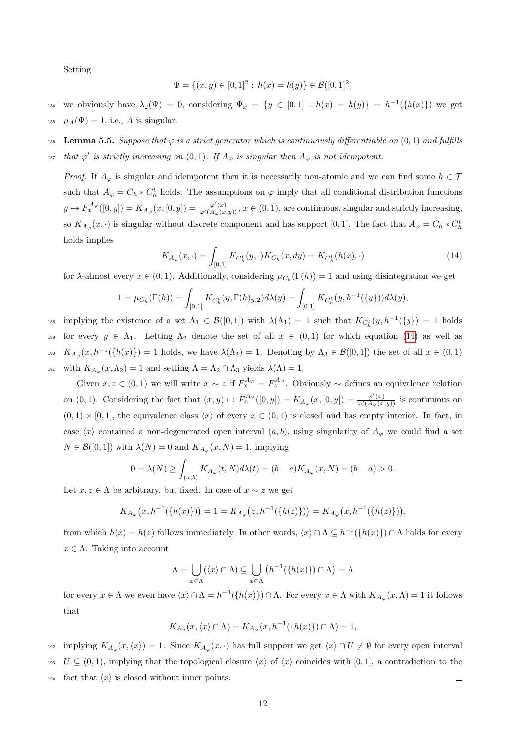Setting

$$\Psi = \{(x,y) \in [0,1]^2 : h(x) = h(y)\} \in \mathcal{B}([0,1]^2)$$

we obviously have $\lambda_2(\Psi) = 0$, considering $\Psi_x = \{y \in [0,1] : h(x) = h(y)\} = h^{-1}(\{h(x)\})$ we get $\mu_A(\Psi) = 1$, i.e., $A$ is singular.

**Lemma 5.5.** *Suppose that $\varphi$ is a strict generator which is continuously differentiable on $(0,1)$ and fulfills that $\varphi'$ is strictly increasing on $(0,1)$. If $A_\varphi$ is singular then $A_\varphi$ is not idempotent.*

*Proof.* If $A_\varphi$ is singular and idempotent then it is necessarily non-atomic and we can find some $h \in \mathcal{T}$ such that $A_\varphi = C_h * C_h^t$ holds. The assumptions on $\varphi$ imply that all conditional distribution functions $y \mapsto F_x^{A_\varphi}([0,y]) = K_{A_\varphi}(x,[0,y]) = \frac{\varphi'(x)}{\varphi'(A_\varphi(x,y))}$, $x \in (0,1)$, are continuous, singular and strictly increasing, so $K_{A_\varphi}(x,\cdot)$ is singular without discrete component and has support $[0,1]$. The fact that $A_\varphi = C_h * C_h^t$ holds implies

$$K_{A_\varphi}(x,\cdot) = \int_{[0,1]} K_{C_h^t}(y,\cdot) K_{C_h}(x,dy) = K_{C_h^t}(h(x),\cdot) \tag{14}$$

for $\lambda$-almost every $x \in (0,1)$. Additionally, considering $\mu_{C_h}(\Gamma(h)) = 1$ and using disintegration we get

$$1 = \mu_{C_h}(\Gamma(h)) = \int_{[0,1]} K_{C_h^t}(y, \Gamma(h)_{y,2}) d\lambda(y) = \int_{[0,1]} K_{C_h^t}(y, h^{-1}(\{y\})) d\lambda(y),$$

implying the existence of a set $\Lambda_1 \in \mathcal{B}([0,1])$ with $\lambda(\Lambda_1) = 1$ such that $K_{C_h^t}(y, h^{-1}(\{y\}) = 1$ holds for every $y \in \Lambda_1$. Letting $\Lambda_2$ denote the set of all $x \in (0,1)$ for which equation (14) as well as $K_{A_\varphi}(x, h^{-1}(\{h(x)\}) = 1$ holds, we have $\lambda(\Lambda_2) = 1$. Denoting by $\Lambda_3 \in \mathcal{B}([0,1])$ the set of all $x \in (0,1)$ with $K_{A_\varphi}(x, \Lambda_2) = 1$ and setting $\Lambda = \Lambda_2 \cap \Lambda_3$ yields $\lambda(\Lambda) = 1$.

Given $x, z \in (0,1)$ we will write $x \sim z$ if $F_x^{A_\varphi} = F_z^{A_\varphi}$. Obviously $\sim$ defines an equivalence relation on $(0,1)$. Considering the fact that $(x,y) \mapsto F_x^{A_\varphi}([0,y]) = K_{A_\varphi}(x,[0,y]) = \frac{\varphi'(x)}{\varphi'(A_\varphi(x,y))}$ is continuous on $(0,1) \times [0,1]$, the equivalence class $\langle x \rangle$ of every $x \in (0,1)$ is closed and has empty interior. In fact, in case $\langle x \rangle$ contained a non-degenerated open interval $(a,b)$, using singularity of $A_\varphi$ we could find a set $N \in \mathcal{B}([0,1])$ with $\lambda(N) = 0$ and $K_{A_\varphi}(x,N) = 1$, implying

$$0 = \lambda(N) \geq \int_{(a,b)} K_{A_\varphi}(t,N) d\lambda(t) = (b-a) K_{A_\varphi}(x,N) = (b-a) > 0.$$

Let $x, z \in \Lambda$ be arbitrary, but fixed. In case of $x \sim z$ we get

$$K_{A_\varphi}\big(x, h^{-1}(\{h(x)\})\big) = 1 = K_{A_\varphi}\big(z, h^{-1}(\{h(z)\})\big) = K_{A_\varphi}\big(x, h^{-1}(\{h(z)\})\big),$$

from which $h(x) = h(z)$ follows immediately. In other words, $\langle x \rangle \cap \Lambda \subseteq h^{-1}(\{h(x)\}) \cap \Lambda$ holds for every $x \in \Lambda$. Taking into account

$$\Lambda = \bigcup_{x \in \Lambda} (\langle x \rangle \cap \Lambda) \subseteq \bigcup_{x \in \Lambda} \big(h^{-1}(\{h(x)\}) \cap \Lambda\big) = \Lambda$$

for every $x \in \Lambda$ we even have $\langle x \rangle \cap \Lambda = h^{-1}(\{h(x)\}) \cap \Lambda$. For every $x \in \Lambda$ with $K_{A_\varphi}(x, \Lambda) = 1$ it follows that

$$K_{A_\varphi}(x, \langle x \rangle \cap \Lambda) = K_{A_\varphi}(x, h^{-1}(\{h(x)\}) \cap \Lambda) = 1,$$

implying $K_{A_\varphi}(x, \langle x \rangle) = 1$. Since $K_{A_\varphi}(x,\cdot)$ has full support we get $\langle x \rangle \cap U \neq \emptyset$ for every open interval $U \subseteq (0,1)$, implying that the topological closure $\overline{\langle x \rangle}$ of $\langle x \rangle$ coincides with $[0,1]$, a contradiction to the fact that $\langle x \rangle$ is closed without inner points. $\square$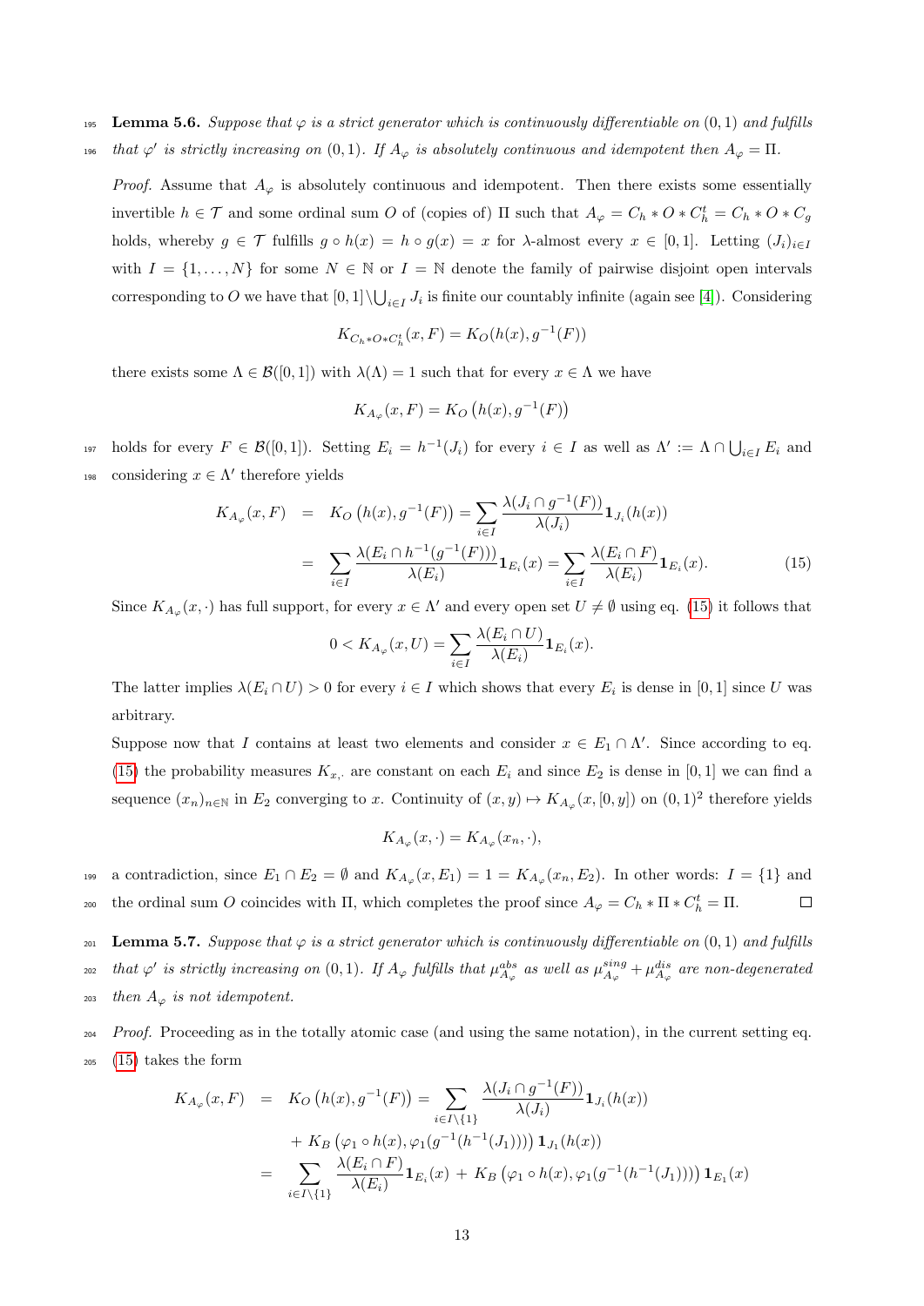**Lemma 5.6.** *Suppose that $\varphi$ is a strict generator which is continuously differentiable on $(0,1)$ and fulfills that $\varphi'$ is strictly increasing on $(0,1)$. If $A_\varphi$ is absolutely continuous and idempotent then $A_\varphi = \Pi$.*

*Proof.* Assume that $A_\varphi$ is absolutely continuous and idempotent. Then there exists some essentially invertible $h \in \mathcal{T}$ and some ordinal sum $O$ of (copies of) $\Pi$ such that $A_\varphi = C_h * O * C_h^t = C_h * O * C_g$ holds, whereby $g \in \mathcal{T}$ fulfills $g \circ h(x) = h \circ g(x) = x$ for $\lambda$-almost every $x \in [0,1]$. Letting $(J_i)_{i \in I}$ with $I = \{1, \ldots, N\}$ for some $N \in \mathbb{N}$ or $I = \mathbb{N}$ denote the family of pairwise disjoint open intervals corresponding to $O$ we have that $[0,1] \setminus \bigcup_{i\in I} J_i$ is finite our countably infinite (again see [4]). Considering

$$K_{C_h * O * C_h^t}(x, F) = K_O(h(x), g^{-1}(F))$$

there exists some $\Lambda \in \mathcal{B}([0,1])$ with $\lambda(\Lambda) = 1$ such that for every $x \in \Lambda$ we have

$$K_{A_\varphi}(x, F) = K_O\left(h(x), g^{-1}(F)\right)$$

holds for every $F \in \mathcal{B}([0,1])$. Setting $E_i = h^{-1}(J_i)$ for every $i \in I$ as well as $\Lambda' := \Lambda \cap \bigcup_{i \in I} E_i$ and considering $x \in \Lambda'$ therefore yields

$$\begin{aligned}
K_{A_\varphi}(x, F) &= K_O\left(h(x), g^{-1}(F)\right) = \sum_{i \in I} \frac{\lambda(J_i \cap g^{-1}(F))}{\lambda(J_i)} \mathbf{1}_{J_i}(h(x)) \\
&= \sum_{i \in I} \frac{\lambda(E_i \cap h^{-1}(g^{-1}(F)))}{\lambda(E_i)} \mathbf{1}_{E_i}(x) = \sum_{i \in I} \frac{\lambda(E_i \cap F)}{\lambda(E_i)} \mathbf{1}_{E_i}(x).
\end{aligned} \tag{15}$$

Since $K_{A_\varphi}(x, \cdot)$ has full support, for every $x \in \Lambda'$ and every open set $U \neq \emptyset$ using eq. (15) it follows that

$$0 < K_{A_\varphi}(x, U) = \sum_{i \in I} \frac{\lambda(E_i \cap U)}{\lambda(E_i)} \mathbf{1}_{E_i}(x).$$

The latter implies $\lambda(E_i \cap U) > 0$ for every $i \in I$ which shows that every $E_i$ is dense in $[0,1]$ since $U$ was arbitrary.

Suppose now that $I$ contains at least two elements and consider $x \in E_1 \cap \Lambda'$. Since according to eq. (15) the probability measures $K_{x,\cdot}$ are constant on each $E_i$ and since $E_2$ is dense in $[0,1]$ we can find a sequence $(x_n)_{n \in \mathbb{N}}$ in $E_2$ converging to $x$. Continuity of $(x,y) \mapsto K_{A_\varphi}(x, [0,y])$ on $(0,1)^2$ therefore yields

$$K_{A_\varphi}(x, \cdot) = K_{A_\varphi}(x_n, \cdot),$$

a contradiction, since $E_1 \cap E_2 = \emptyset$ and $K_{A_\varphi}(x, E_1) = 1 = K_{A_\varphi}(x_n, E_2)$. In other words: $I = \{1\}$ and the ordinal sum $O$ coincides with $\Pi$, which completes the proof since $A_\varphi = C_h * \Pi * C_h^t = \Pi$. $\square$

**Lemma 5.7.** *Suppose that $\varphi$ is a strict generator which is continuously differentiable on $(0,1)$ and fulfills that $\varphi'$ is strictly increasing on $(0,1)$. If $A_\varphi$ fulfills that $\mu^{abs}_{A_\varphi}$ as well as $\mu^{sing}_{A_\varphi} + \mu^{dis}_{A_\varphi}$ are non-degenerated then $A_\varphi$ is not idempotent.*

*Proof.* Proceeding as in the totally atomic case (and using the same notation), in the current setting eq. (15) takes the form

$$\begin{aligned}
K_{A_\varphi}(x, F) &= K_O\left(h(x), g^{-1}(F)\right) = \sum_{i \in I \setminus \{1\}} \frac{\lambda(J_i \cap g^{-1}(F))}{\lambda(J_i)} \mathbf{1}_{J_i}(h(x)) \\
&\quad + K_B\left(\varphi_1 \circ h(x), \varphi_1(g^{-1}(h^{-1}(J_1)))\right) \mathbf{1}_{J_1}(h(x)) \\
&= \sum_{i \in I \setminus \{1\}} \frac{\lambda(E_i \cap F)}{\lambda(E_i)} \mathbf{1}_{E_i}(x) \;+\; K_B\left(\varphi_1 \circ h(x), \varphi_1(g^{-1}(h^{-1}(J_1)))\right) \mathbf{1}_{E_1}(x)
\end{aligned}$$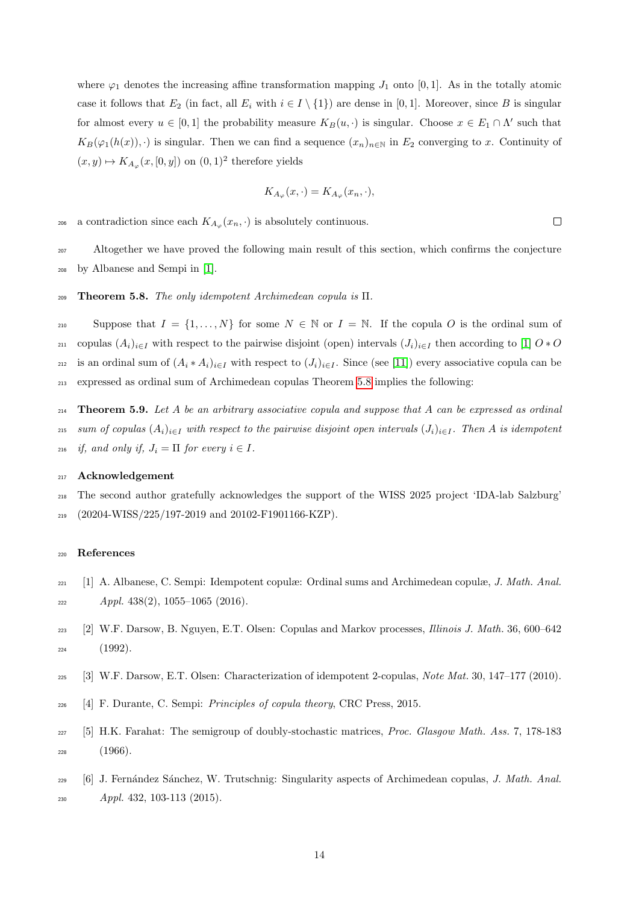where $\varphi_1$ denotes the increasing affine transformation mapping $J_1$ onto $[0,1]$. As in the totally atomic case it follows that $E_2$ (in fact, all $E_i$ with $i \in I \setminus \{1\}$) are dense in $[0,1]$. Moreover, since $B$ is singular for almost every $u \in [0,1]$ the probability measure $K_B(u,\cdot)$ is singular. Choose $x \in E_1 \cap \Lambda'$ such that $K_B(\varphi_1(h(x)),\cdot)$ is singular. Then we can find a sequence $(x_n)_{n\in\mathbb{N}}$ in $E_2$ converging to $x$. Continuity of $(x,y) \mapsto K_{A_\varphi}(x,[0,y])$ on $(0,1)^2$ therefore yields

$$K_{A_\varphi}(x,\cdot) = K_{A_\varphi}(x_n,\cdot),$$

a contradiction since each $K_{A_\varphi}(x_n,\cdot)$ is absolutely continuous. □

Altogether we have proved the following main result of this section, which confirms the conjecture by Albanese and Sempi in [1].

**Theorem 5.8.** *The only idempotent Archimedean copula is* $\Pi$.

Suppose that $I = \{1,\dots,N\}$ for some $N \in \mathbb{N}$ or $I = \mathbb{N}$. If the copula $O$ is the ordinal sum of copulas $(A_i)_{i\in I}$ with respect to the pairwise disjoint (open) intervals $(J_i)_{i\in I}$ then according to [1] $O * O$ is an ordinal sum of $(A_i * A_i)_{i\in I}$ with respect to $(J_i)_{i\in I}$. Since (see [11]) every associative copula can be expressed as ordinal sum of Archimedean copulas Theorem 5.8 implies the following:

**Theorem 5.9.** *Let $A$ be an arbitrary associative copula and suppose that $A$ can be expressed as ordinal sum of copulas $(A_i)_{i\in I}$ with respect to the pairwise disjoint open intervals $(J_i)_{i\in I}$. Then $A$ is idempotent if, and only if, $J_i = \Pi$ for every $i \in I$.*

## Acknowledgement

The second author gratefully acknowledges the support of the WISS 2025 project 'IDA-lab Salzburg' (20204-WISS/225/197-2019 and 20102-F1901166-KZP).

## References

[1] A. Albanese, C. Sempi: Idempotent copulæ: Ordinal sums and Archimedean copulæ, *J. Math. Anal. Appl.* 438(2), 1055–1065 (2016).

[2] W.F. Darsow, B. Nguyen, E.T. Olsen: Copulas and Markov processes, *Illinois J. Math.* 36, 600–642 (1992).

[3] W.F. Darsow, E.T. Olsen: Characterization of idempotent 2-copulas, *Note Mat.* 30, 147–177 (2010).

[4] F. Durante, C. Sempi: *Principles of copula theory*, CRC Press, 2015.

[5] H.K. Farahat: The semigroup of doubly-stochastic matrices, *Proc. Glasgow Math. Ass.* 7, 178-183 (1966).

[6] J. Fernández Sánchez, W. Trutschnig: Singularity aspects of Archimedean copulas, *J. Math. Anal. Appl.* 432, 103-113 (2015).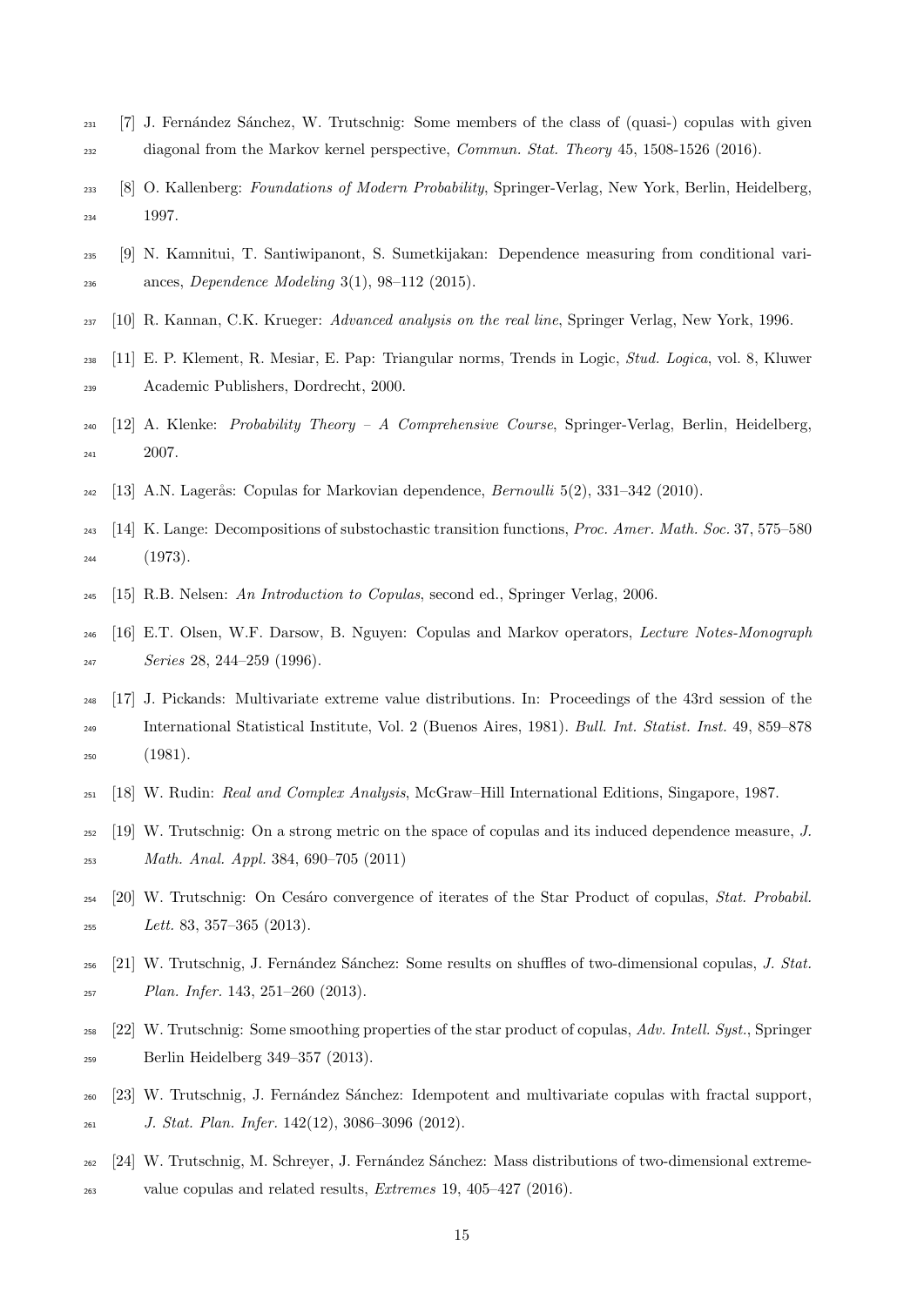[7] J. Fernández Sánchez, W. Trutschnig: Some members of the class of (quasi-) copulas with given diagonal from the Markov kernel perspective, *Commun. Stat. Theory* 45, 1508-1526 (2016).

[8] O. Kallenberg: *Foundations of Modern Probability*, Springer-Verlag, New York, Berlin, Heidelberg, 1997.

[9] N. Kamnitui, T. Santiwipanont, S. Sumetkijakan: Dependence measuring from conditional variances, *Dependence Modeling* 3(1), 98–112 (2015).

[10] R. Kannan, C.K. Krueger: *Advanced analysis on the real line*, Springer Verlag, New York, 1996.

[11] E. P. Klement, R. Mesiar, E. Pap: Triangular norms, Trends in Logic, *Stud. Logica*, vol. 8, Kluwer Academic Publishers, Dordrecht, 2000.

[12] A. Klenke: *Probability Theory – A Comprehensive Course*, Springer-Verlag, Berlin, Heidelberg, 2007.

[13] A.N. Lagerås: Copulas for Markovian dependence, *Bernoulli* 5(2), 331–342 (2010).

[14] K. Lange: Decompositions of substochastic transition functions, *Proc. Amer. Math. Soc.* 37, 575–580 (1973).

[15] R.B. Nelsen: *An Introduction to Copulas*, second ed., Springer Verlag, 2006.

[16] E.T. Olsen, W.F. Darsow, B. Nguyen: Copulas and Markov operators, *Lecture Notes-Monograph Series* 28, 244–259 (1996).

[17] J. Pickands: Multivariate extreme value distributions. In: Proceedings of the 43rd session of the International Statistical Institute, Vol. 2 (Buenos Aires, 1981). *Bull. Int. Statist. Inst.* 49, 859–878 (1981).

[18] W. Rudin: *Real and Complex Analysis*, McGraw–Hill International Editions, Singapore, 1987.

[19] W. Trutschnig: On a strong metric on the space of copulas and its induced dependence measure, *J. Math. Anal. Appl.* 384, 690–705 (2011)

[20] W. Trutschnig: On Cesáro convergence of iterates of the Star Product of copulas, *Stat. Probabil. Lett.* 83, 357–365 (2013).

[21] W. Trutschnig, J. Fernández Sánchez: Some results on shuffles of two-dimensional copulas, *J. Stat. Plan. Infer.* 143, 251–260 (2013).

[22] W. Trutschnig: Some smoothing properties of the star product of copulas, *Adv. Intell. Syst.*, Springer Berlin Heidelberg 349–357 (2013).

[23] W. Trutschnig, J. Fernández Sánchez: Idempotent and multivariate copulas with fractal support, *J. Stat. Plan. Infer.* 142(12), 3086–3096 (2012).

[24] W. Trutschnig, M. Schreyer, J. Fernández Sánchez: Mass distributions of two-dimensional extreme-value copulas and related results, *Extremes* 19, 405–427 (2016).